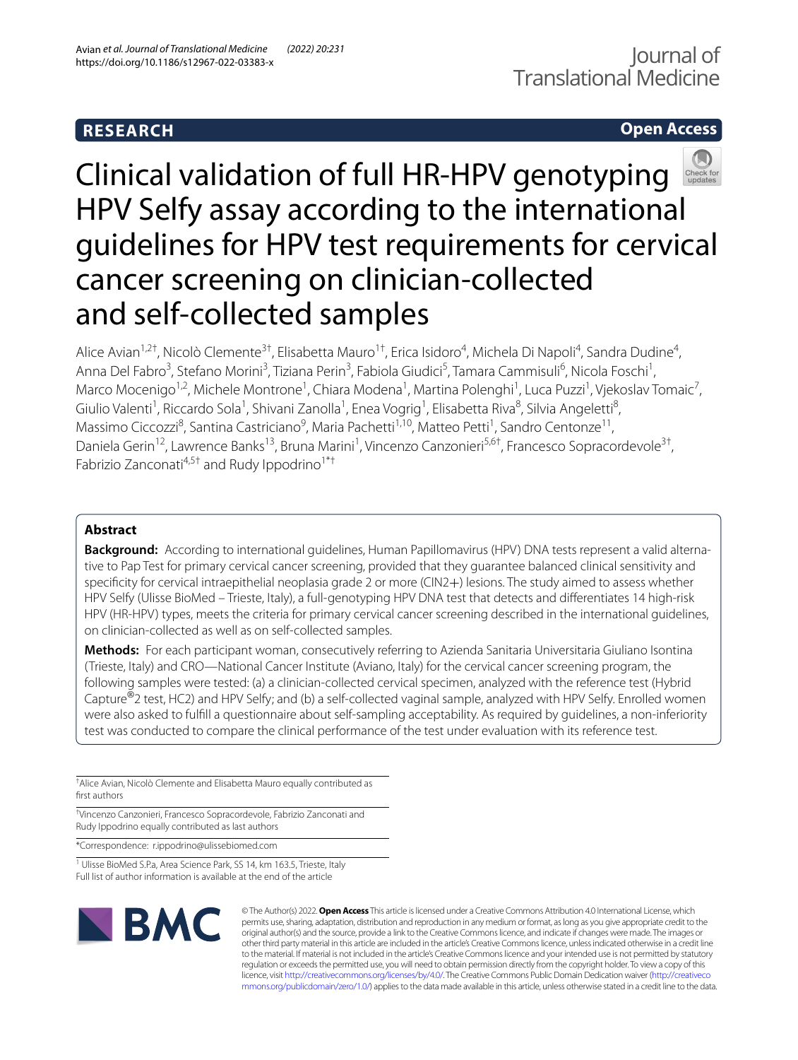RESEARCH

Open Access

# Clinical validation of full HR-HPV genotyping HPV Selfy assay according to the international guidelines for HPV test requirements for cervical cancer screening on clinician-collected and self-collected samples

Alice Avian[1,2†], Nicolò Clemente[3†], Elisabetta Mauro[1†], Erica Isidoro[4], Michela Di Napoli[4], Sandra Dudine[4], Anna Del Fabro[3], Stefano Morini[3], Tiziana Perin[3], Fabiola Giudici[5], Tamara Cammisuli[6], Nicola Foschi[1], Marco Mocenigo[1,2], Michele Montrone[1], Chiara Modena[1], Martina Polenghi[1], Luca Puzzi[1], Vjekoslav Tomaic[7], Giulio Valenti[1], Riccardo Sola[1], Shivani Zanolla[1], Enea Vogrig[1], Elisabetta Riva[8], Silvia Angeletti[8], Massimo Ciccozzi[8], Santina Castriciano[9], Maria Pachetti[1,10], Matteo Petti[1], Sandro Centonze[11], Daniela Gerin[12], Lawrence Banks[13], Bruna Marini[1], Vincenzo Canzonieri[5,6†], Francesco Sopracordevole[3†], Fabrizio Zanconati[4,5†] and Rudy Ippodrino[1*†]

## Abstract

**Background:** According to international guidelines, Human Papillomavirus (HPV) DNA tests represent a valid alternative to Pap Test for primary cervical cancer screening, provided that they guarantee balanced clinical sensitivity and specificity for cervical intraepithelial neoplasia grade 2 or more (CIN2+) lesions. The study aimed to assess whether HPV Selfy (Ulisse BioMed – Trieste, Italy), a full-genotyping HPV DNA test that detects and differentiates 14 high-risk HPV (HR-HPV) types, meets the criteria for primary cervical cancer screening described in the international guidelines, on clinician-collected as well as on self-collected samples.

**Methods:** For each participant woman, consecutively referring to Azienda Sanitaria Universitaria Giuliano Isontina (Trieste, Italy) and CRO—National Cancer Institute (Aviano, Italy) for the cervical cancer screening program, the following samples were tested: (a) a clinician-collected cervical specimen, analyzed with the reference test (Hybrid Capture®2 test, HC2) and HPV Selfy; and (b) a self-collected vaginal sample, analyzed with HPV Selfy. Enrolled women were also asked to fulfill a questionnaire about self-sampling acceptability. As required by guidelines, a non-inferiority test was conducted to compare the clinical performance of the test under evaluation with its reference test.

†Alice Avian, Nicolò Clemente and Elisabetta Mauro equally contributed as first authors

†Vincenzo Canzonieri, Francesco Sopracordevole, Fabrizio Zanconati and Rudy Ippodrino equally contributed as last authors

*Correspondence: r.ippodrino@ulissebiomed.com

[1] Ulisse BioMed S.P.a, Area Science Park, SS 14, km 163.5, Trieste, Italy
Full list of author information is available at the end of the article

© The Author(s) 2022. **Open Access** This article is licensed under a Creative Commons Attribution 4.0 International License, which permits use, sharing, adaptation, distribution and reproduction in any medium or format, as long as you give appropriate credit to the original author(s) and the source, provide a link to the Creative Commons licence, and indicate if changes were made. The images or other third party material in this article are included in the article's Creative Commons licence, unless indicated otherwise in a credit line to the material. If material is not included in the article's Creative Commons licence and your intended use is not permitted by statutory regulation or exceeds the permitted use, you will need to obtain permission directly from the copyright holder. To view a copy of this licence, visit http://creativecommons.org/licenses/by/4.0/. The Creative Commons Public Domain Dedication waiver (http://creativecommons.org/publicdomain/zero/1.0/) applies to the data made available in this article, unless otherwise stated in a credit line to the data.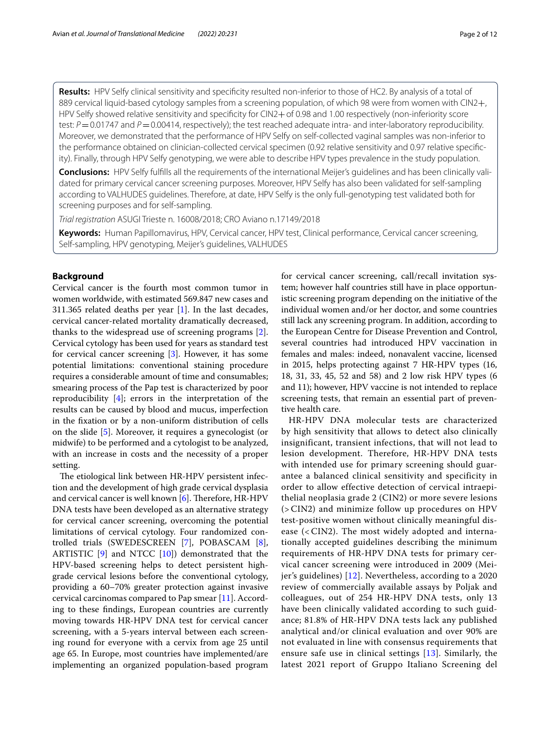**Results:** HPV Selfy clinical sensitivity and specificity resulted non-inferior to those of HC2. By analysis of a total of 889 cervical liquid-based cytology samples from a screening population, of which 98 were from women with CIN2+, HPV Selfy showed relative sensitivity and specificity for CIN2+ of 0.98 and 1.00 respectively (non-inferiority score test: $P = 0.01747$ and $P = 0.00414$, respectively); the test reached adequate intra- and inter-laboratory reproducibility. Moreover, we demonstrated that the performance of HPV Selfy on self-collected vaginal samples was non-inferior to the performance obtained on clinician-collected cervical specimen (0.92 relative sensitivity and 0.97 relative specificity). Finally, through HPV Selfy genotyping, we were able to describe HPV types prevalence in the study population.

**Conclusions:** HPV Selfy fulfills all the requirements of the international Meijer's guidelines and has been clinically validated for primary cervical cancer screening purposes. Moreover, HPV Selfy has also been validated for self-sampling according to VALHUDES guidelines. Therefore, at date, HPV Selfy is the only full-genotyping test validated both for screening purposes and for self-sampling.

*Trial registration* ASUGI Trieste n. 16008/2018; CRO Aviano n.17149/2018

**Keywords:** Human Papillomavirus, HPV, Cervical cancer, HPV test, Clinical performance, Cervical cancer screening, Self-sampling, HPV genotyping, Meijer's guidelines, VALHUDES

## Background

Cervical cancer is the fourth most common tumor in women worldwide, with estimated 569.847 new cases and 311.365 related deaths per year [1]. In the last decades, cervical cancer-related mortality dramatically decreased, thanks to the widespread use of screening programs [2]. Cervical cytology has been used for years as standard test for cervical cancer screening [3]. However, it has some potential limitations: conventional staining procedure requires a considerable amount of time and consumables; smearing process of the Pap test is characterized by poor reproducibility [4]; errors in the interpretation of the results can be caused by blood and mucus, imperfection in the fixation or by a non-uniform distribution of cells on the slide [5]. Moreover, it requires a gynecologist (or midwife) to be performed and a cytologist to be analyzed, with an increase in costs and the necessity of a proper setting.

The etiological link between HR-HPV persistent infection and the development of high grade cervical dysplasia and cervical cancer is well known [6]. Therefore, HR-HPV DNA tests have been developed as an alternative strategy for cervical cancer screening, overcoming the potential limitations of cervical cytology. Four randomized controlled trials (SWEDESCREEN [7], POBASCAM [8], ARTISTIC [9] and NTCC [10]) demonstrated that the HPV-based screening helps to detect persistent high-grade cervical lesions before the conventional cytology, providing a 60–70% greater protection against invasive cervical carcinomas compared to Pap smear [11]. According to these findings, European countries are currently moving towards HR-HPV DNA test for cervical cancer screening, with a 5-years interval between each screening round for everyone with a cervix from age 25 until age 65. In Europe, most countries have implemented/are implementing an organized population-based program for cervical cancer screening, call/recall invitation system; however half countries still have in place opportunistic screening program depending on the initiative of the individual women and/or her doctor, and some countries still lack any screening program. In addition, according to the European Centre for Disease Prevention and Control, several countries had introduced HPV vaccination in females and males: indeed, nonavalent vaccine, licensed in 2015, helps protecting against 7 HR-HPV types (16, 18, 31, 33, 45, 52 and 58) and 2 low risk HPV types (6 and 11); however, HPV vaccine is not intended to replace screening tests, that remain an essential part of preventive health care.

HR-HPV DNA molecular tests are characterized by high sensitivity that allows to detect also clinically insignificant, transient infections, that will not lead to lesion development. Therefore, HR-HPV DNA tests with intended use for primary screening should guarantee a balanced clinical sensitivity and specificity in order to allow effective detection of cervical intraepithelial neoplasia grade 2 (CIN2) or more severe lesions (> CIN2) and minimize follow up procedures on HPV test-positive women without clinically meaningful disease (< CIN2). The most widely adopted and internationally accepted guidelines describing the minimum requirements of HR-HPV DNA tests for primary cervical cancer screening were introduced in 2009 (Meijer's guidelines) [12]. Nevertheless, according to a 2020 review of commercially available assays by Poljak and colleagues, out of 254 HR-HPV DNA tests, only 13 have been clinically validated according to such guidance; 81.8% of HR-HPV DNA tests lack any published analytical and/or clinical evaluation and over 90% are not evaluated in line with consensus requirements that ensure safe use in clinical settings [13]. Similarly, the latest 2021 report of Gruppo Italiano Screening del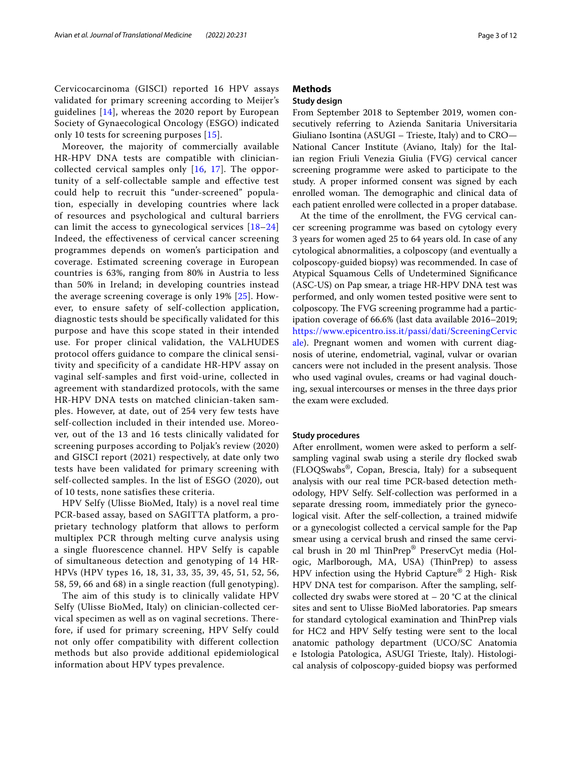Cervicocarcinoma (GISCI) reported 16 HPV assays validated for primary screening according to Meijer's guidelines [14], whereas the 2020 report by European Society of Gynaecological Oncology (ESGO) indicated only 10 tests for screening purposes [15].

Moreover, the majority of commercially available HR-HPV DNA tests are compatible with clinician-collected cervical samples only [16, 17]. The opportunity of a self-collectable sample and effective test could help to recruit this "under-screened" population, especially in developing countries where lack of resources and psychological and cultural barriers can limit the access to gynecological services [18–24] Indeed, the effectiveness of cervical cancer screening programmes depends on women's participation and coverage. Estimated screening coverage in European countries is 63%, ranging from 80% in Austria to less than 50% in Ireland; in developing countries instead the average screening coverage is only 19% [25]. However, to ensure safety of self-collection application, diagnostic tests should be specifically validated for this purpose and have this scope stated in their intended use. For proper clinical validation, the VALHUDES protocol offers guidance to compare the clinical sensitivity and specificity of a candidate HR-HPV assay on vaginal self-samples and first void-urine, collected in agreement with standardized protocols, with the same HR-HPV DNA tests on matched clinician-taken samples. However, at date, out of 254 very few tests have self-collection included in their intended use. Moreover, out of the 13 and 16 tests clinically validated for screening purposes according to Poljak's review (2020) and GISCI report (2021) respectively, at date only two tests have been validated for primary screening with self-collected samples. In the list of ESGO (2020), out of 10 tests, none satisfies these criteria.

HPV Selfy (Ulisse BioMed, Italy) is a novel real time PCR-based assay, based on SAGITTA platform, a proprietary technology platform that allows to perform multiplex PCR through melting curve analysis using a single fluorescence channel. HPV Selfy is capable of simultaneous detection and genotyping of 14 HR-HPVs (HPV types 16, 18, 31, 33, 35, 39, 45, 51, 52, 56, 58, 59, 66 and 68) in a single reaction (full genotyping).

The aim of this study is to clinically validate HPV Selfy (Ulisse BioMed, Italy) on clinician-collected cervical specimen as well as on vaginal secretions. Therefore, if used for primary screening, HPV Selfy could not only offer compatibility with different collection methods but also provide additional epidemiological information about HPV types prevalence.

## Methods

### Study design

From September 2018 to September 2019, women consecutively referring to Azienda Sanitaria Universitaria Giuliano Isontina (ASUGI – Trieste, Italy) and to CRO—National Cancer Institute (Aviano, Italy) for the Italian region Friuli Venezia Giulia (FVG) cervical cancer screening programme were asked to participate to the study. A proper informed consent was signed by each enrolled woman. The demographic and clinical data of each patient enrolled were collected in a proper database.

At the time of the enrollment, the FVG cervical cancer screening programme was based on cytology every 3 years for women aged 25 to 64 years old. In case of any cytological abnormalities, a colposcopy (and eventually a colposcopy-guided biopsy) was recommended. In case of Atypical Squamous Cells of Undetermined Significance (ASC-US) on Pap smear, a triage HR-HPV DNA test was performed, and only women tested positive were sent to colposcopy. The FVG screening programme had a participation coverage of 66.6% (last data available 2016–2019; https://www.epicentro.iss.it/passi/dati/ScreeningCervicale). Pregnant women and women with current diagnosis of uterine, endometrial, vaginal, vulvar or ovarian cancers were not included in the present analysis. Those who used vaginal ovules, creams or had vaginal douching, sexual intercourses or menses in the three days prior the exam were excluded.

### Study procedures

After enrollment, women were asked to perform a self-sampling vaginal swab using a sterile dry flocked swab (FLOQSwabs®, Copan, Brescia, Italy) for a subsequent analysis with our real time PCR-based detection methodology, HPV Selfy. Self-collection was performed in a separate dressing room, immediately prior the gynecological visit. After the self-collection, a trained midwife or a gynecologist collected a cervical sample for the Pap smear using a cervical brush and rinsed the same cervical brush in 20 ml ThinPrep® PreservCyt media (Hologic, Marlborough, MA, USA) (ThinPrep) to assess HPV infection using the Hybrid Capture® 2 High- Risk HPV DNA test for comparison. After the sampling, self-collected dry swabs were stored at – 20 °C at the clinical sites and sent to Ulisse BioMed laboratories. Pap smears for standard cytological examination and ThinPrep vials for HC2 and HPV Selfy testing were sent to the local anatomic pathology department (UCO/SC Anatomia e Istologia Patologica, ASUGI Trieste, Italy). Histological analysis of colposcopy-guided biopsy was performed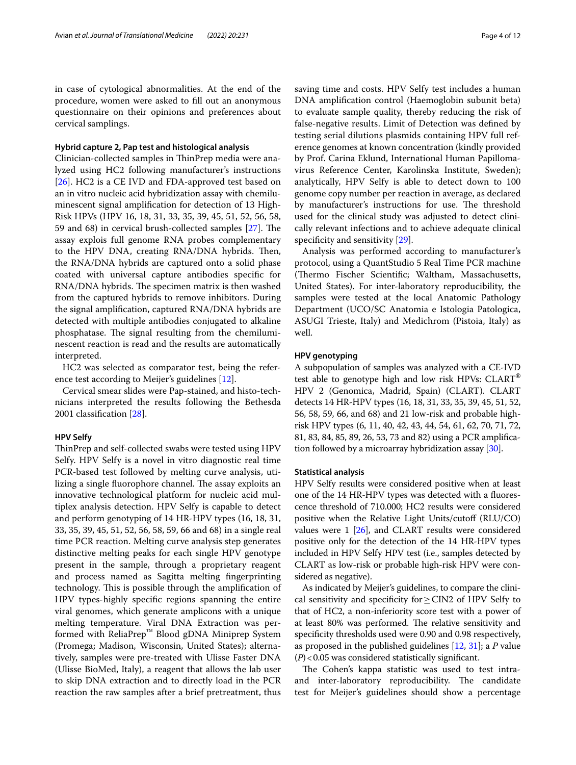in case of cytological abnormalities. At the end of the procedure, women were asked to fill out an anonymous questionnaire on their opinions and preferences about cervical samplings.

### Hybrid capture 2, Pap test and histological analysis

Clinician-collected samples in ThinPrep media were analyzed using HC2 following manufacturer's instructions [26]. HC2 is a CE IVD and FDA-approved test based on an in vitro nucleic acid hybridization assay with chemiluminescent signal amplification for detection of 13 High-Risk HPVs (HPV 16, 18, 31, 33, 35, 39, 45, 51, 52, 56, 58, 59 and 68) in cervical brush-collected samples [27]. The assay explois full genome RNA probes complementary to the HPV DNA, creating RNA/DNA hybrids. Then, the RNA/DNA hybrids are captured onto a solid phase coated with universal capture antibodies specific for RNA/DNA hybrids. The specimen matrix is then washed from the captured hybrids to remove inhibitors. During the signal amplification, captured RNA/DNA hybrids are detected with multiple antibodies conjugated to alkaline phosphatase. The signal resulting from the chemiluminescent reaction is read and the results are automatically interpreted.

HC2 was selected as comparator test, being the reference test according to Meijer's guidelines [12].

Cervical smear slides were Pap-stained, and histo-technicians interpreted the results following the Bethesda 2001 classification [28].

### HPV Selfy

ThinPrep and self-collected swabs were tested using HPV Selfy. HPV Selfy is a novel in vitro diagnostic real time PCR-based test followed by melting curve analysis, utilizing a single fluorophore channel. The assay exploits an innovative technological platform for nucleic acid multiplex analysis detection. HPV Selfy is capable to detect and perform genotyping of 14 HR-HPV types (16, 18, 31, 33, 35, 39, 45, 51, 52, 56, 58, 59, 66 and 68) in a single real time PCR reaction. Melting curve analysis step generates distinctive melting peaks for each single HPV genotype present in the sample, through a proprietary reagent and process named as Sagitta melting fingerprinting technology. This is possible through the amplification of HPV types-highly specific regions spanning the entire viral genomes, which generate amplicons with a unique melting temperature. Viral DNA Extraction was performed with ReliaPrep™ Blood gDNA Miniprep System (Promega; Madison, Wisconsin, United States); alternatively, samples were pre-treated with Ulisse Faster DNA (Ulisse BioMed, Italy), a reagent that allows the lab user to skip DNA extraction and to directly load in the PCR reaction the raw samples after a brief pretreatment, thus saving time and costs. HPV Selfy test includes a human DNA amplification control (Haemoglobin subunit beta) to evaluate sample quality, thereby reducing the risk of false-negative results. Limit of Detection was defined by testing serial dilutions plasmids containing HPV full reference genomes at known concentration (kindly provided by Prof. Carina Eklund, International Human Papillomavirus Reference Center, Karolinska Institute, Sweden); analytically, HPV Selfy is able to detect down to 100 genome copy number per reaction in average, as declared by manufacturer's instructions for use. The threshold used for the clinical study was adjusted to detect clinically relevant infections and to achieve adequate clinical specificity and sensitivity [29].

Analysis was performed according to manufacturer's protocol, using a QuantStudio 5 Real Time PCR machine (Thermo Fischer Scientific; Waltham, Massachusetts, United States). For inter-laboratory reproducibility, the samples were tested at the local Anatomic Pathology Department (UCO/SC Anatomia e Istologia Patologica, ASUGI Trieste, Italy) and Medichrom (Pistoia, Italy) as well.

### HPV genotyping

A subpopulation of samples was analyzed with a CE-IVD test able to genotype high and low risk HPVs: CLART® HPV 2 (Genomica, Madrid, Spain) (CLART). CLART detects 14 HR-HPV types (16, 18, 31, 33, 35, 39, 45, 51, 52, 56, 58, 59, 66, and 68) and 21 low-risk and probable high-risk HPV types (6, 11, 40, 42, 43, 44, 54, 61, 62, 70, 71, 72, 81, 83, 84, 85, 89, 26, 53, 73 and 82) using a PCR amplification followed by a microarray hybridization assay [30].

### Statistical analysis

HPV Selfy results were considered positive when at least one of the 14 HR-HPV types was detected with a fluorescence threshold of 710.000; HC2 results were considered positive when the Relative Light Units/cutoff (RLU/CO) values were 1 [26], and CLART results were considered positive only for the detection of the 14 HR-HPV types included in HPV Selfy HPV test (i.e., samples detected by CLART as low-risk or probable high-risk HPV were considered as negative).

As indicated by Meijer's guidelines, to compare the clinical sensitivity and specificity for $\geq$ CIN2 of HPV Selfy to that of HC2, a non-inferiority score test with a power of at least 80% was performed. The relative sensitivity and specificity thresholds used were 0.90 and 0.98 respectively, as proposed in the published guidelines [12, 31]; a $P$ value ($P$) $< 0.05$ was considered statistically significant.

The Cohen's kappa statistic was used to test intra- and inter-laboratory reproducibility. The candidate test for Meijer's guidelines should show a percentage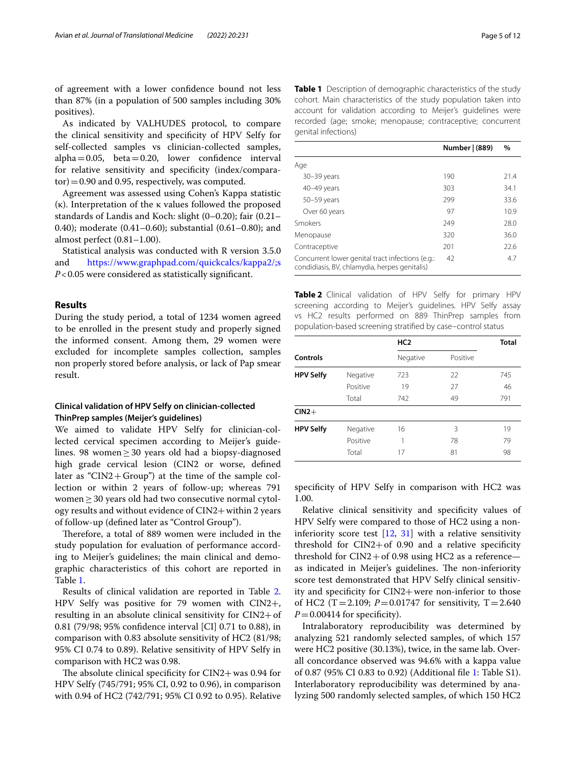of agreement with a lower confidence bound not less than 87% (in a population of 500 samples including 30% positives).

As indicated by VALHUDES protocol, to compare the clinical sensitivity and specificity of HPV Selfy for self-collected samples vs clinician-collected samples, alpha = 0.05, beta = 0.20, lower confidence interval for relative sensitivity and specificity (index/comparator) = 0.90 and 0.95, respectively, was computed.

Agreement was assessed using Cohen's Kappa statistic (κ). Interpretation of the κ values followed the proposed standards of Landis and Koch: slight (0–0.20); fair (0.21–0.40); moderate (0.41–0.60); substantial (0.61–0.80); and almost perfect (0.81–1.00).

Statistical analysis was conducted with R version 3.5.0 and https://www.graphpad.com/quickcalcs/kappa2/;s $P < 0.05$ were considered as statistically significant.

## Results

During the study period, a total of 1234 women agreed to be enrolled in the present study and properly signed the informed consent. Among them, 29 women were excluded for incomplete samples collection, samples non properly stored before analysis, or lack of Pap smear result.

### Clinical validation of HPV Selfy on clinician-collected ThinPrep samples (Meijer's guidelines)

We aimed to validate HPV Selfy for clinician-collected cervical specimen according to Meijer's guidelines. 98 women ≥ 30 years old had a biopsy-diagnosed high grade cervical lesion (CIN2 or worse, defined later as "CIN2+Group") at the time of the sample collection or within 2 years of follow-up; whereas 791 women ≥ 30 years old had two consecutive normal cytology results and without evidence of CIN2+ within 2 years of follow-up (defined later as "Control Group").

Therefore, a total of 889 women were included in the study population for evaluation of performance according to Meijer's guidelines; the main clinical and demographic characteristics of this cohort are reported in Table 1.

Results of clinical validation are reported in Table 2. HPV Selfy was positive for 79 women with CIN2+, resulting in an absolute clinical sensitivity for CIN2+ of 0.81 (79/98; 95% confidence interval [CI] 0.71 to 0.88), in comparison with 0.83 absolute sensitivity of HC2 (81/98; 95% CI 0.74 to 0.89). Relative sensitivity of HPV Selfy in comparison with HC2 was 0.98.

The absolute clinical specificity for CIN2+ was 0.94 for HPV Selfy (745/791; 95% CI, 0.92 to 0.96), in comparison with 0.94 of HC2 (742/791; 95% CI 0.92 to 0.95). Relative specificity of HPV Selfy in comparison with HC2 was 1.00.

Relative clinical sensitivity and specificity values of HPV Selfy were compared to those of HC2 using a non-inferiority score test [12, 31] with a relative sensitivity threshold for CIN2+ of 0.90 and a relative specificity threshold for CIN2+ of 0.98 using HC2 as a reference—as indicated in Meijer's guidelines. The non-inferiority score test demonstrated that HPV Selfy clinical sensitivity and specificity for CIN2+ were non-inferior to those of HC2 ($T = 2.109$; $P = 0.01747$ for sensitivity, $T = 2.640$ $P = 0.00414$ for specificity).

Intralaboratory reproducibility was determined by analyzing 521 randomly selected samples, of which 157 were HC2 positive (30.13%), twice, in the same lab. Overall concordance observed was 94.6% with a kappa value of 0.87 (95% CI 0.83 to 0.92) (Additional file 1: Table S1). Interlaboratory reproducibility was determined by analyzing 500 randomly selected samples, of which 150 HC2

**Table 1** Description of demographic characteristics of the study cohort. Main characteristics of the study population taken into account for validation according to Meijer's guidelines were recorded (age; smoke; menopause; contraceptive; concurrent genital infections)

| | Number \| (889) | % |
|---|---|---|
| Age | | |
| 30–39 years | 190 | 21.4 |
| 40–49 years | 303 | 34.1 |
| 50–59 years | 299 | 33.6 |
| Over 60 years | 97 | 10.9 |
| Smokers | 249 | 28.0 |
| Menopause | 320 | 36.0 |
| Contraceptive | 201 | 22.6 |
| Concurrent lower genital tract infections (e.g.: condidiasis, BV, chlamydia, herpes genitalis) | 42 | 4.7 |

**Table 2** Clinical validation of HPV Selfy for primary HPV screening according to Meijer's guidelines. HPV Selfy assay vs HC2 results performed on 889 ThinPrep samples from population-based screening stratified by case–control status

| | | HC2 | | Total |
|---|---|---|---|---|
| **Controls** | | Negative | Positive | |
| **HPV Selfy** | Negative | 723 | 22 | 745 |
| | Positive | 19 | 27 | 46 |
| | Total | 742 | 49 | 791 |
| **CIN2+** | | | | |
| **HPV Selfy** | Negative | 16 | 3 | 19 |
| | Positive | 1 | 78 | 79 |
| | Total | 17 | 81 | 98 |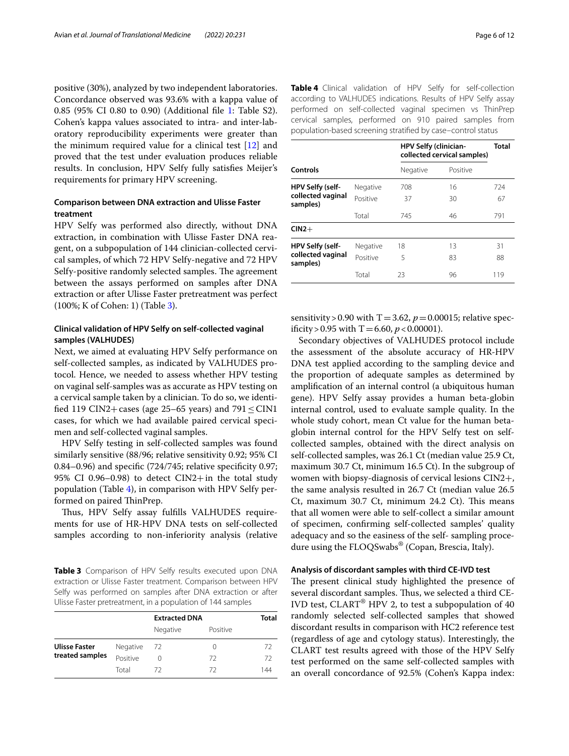positive (30%), analyzed by two independent laboratories. Concordance observed was 93.6% with a kappa value of 0.85 (95% CI 0.80 to 0.90) (Additional file 1: Table S2). Cohen's kappa values associated to intra- and inter-laboratory reproducibility experiments were greater than the minimum required value for a clinical test [12] and proved that the test under evaluation produces reliable results. In conclusion, HPV Selfy fully satisfies Meijer's requirements for primary HPV screening.

### Comparison between DNA extraction and Ulisse Faster treatment

HPV Selfy was performed also directly, without DNA extraction, in combination with Ulisse Faster DNA reagent, on a subpopulation of 144 clinician-collected cervical samples, of which 72 HPV Selfy-negative and 72 HPV Selfy-positive randomly selected samples. The agreement between the assays performed on samples after DNA extraction or after Ulisse Faster pretreatment was perfect (100%; K of Cohen: 1) (Table 3).

### Clinical validation of HPV Selfy on self-collected vaginal samples (VALHUDES)

Next, we aimed at evaluating HPV Selfy performance on self-collected samples, as indicated by VALHUDES protocol. Hence, we needed to assess whether HPV testing on vaginal self-samples was as accurate as HPV testing on a cervical sample taken by a clinician. To do so, we identified 119 CIN2+ cases (age 25–65 years) and 791 ≤ CIN1 cases, for which we had available paired cervical specimen and self-collected vaginal samples.

HPV Selfy testing in self-collected samples was found similarly sensitive (88/96; relative sensitivity 0.92; 95% CI 0.84–0.96) and specific (724/745; relative specificity 0.97; 95% CI 0.96–0.98) to detect CIN2+ in the total study population (Table 4), in comparison with HPV Selfy performed on paired ThinPrep.

Thus, HPV Selfy assay fulfills VALHUDES requirements for use of HR-HPV DNA tests on self-collected samples according to non-inferiority analysis (relative sensitivity > 0.90 with $T = 3.62$, $p = 0.00015$; relative specificity > 0.95 with $T = 6.60$, $p < 0.00001$).

**Table 3** Comparison of HPV Selfy results executed upon DNA extraction or Ulisse Faster treatment. Comparison between HPV Selfy was performed on samples after DNA extraction or after Ulisse Faster pretreatment, in a population of 144 samples

| | | Extracted DNA | | Total |
|---|---|---|---|---|
| | | Negative | Positive | |
| Ulisse Faster treated samples | Negative | 72 | 0 | 72 |
| | Positive | 0 | 72 | 72 |
| | Total | 72 | 72 | 144 |

**Table 4** Clinical validation of HPV Selfy for self-collection according to VALHUDES indications. Results of HPV Selfy assay performed on self-collected vaginal specimen vs ThinPrep cervical samples, performed on 910 paired samples from population-based screening stratified by case–control status

| | | HPV Selfy (clinician-collected cervical samples) | | Total |
|---|---|---|---|---|
| **Controls** | | Negative | Positive | |
| HPV Selfy (self-collected vaginal samples) | Negative | 708 | 16 | 724 |
| | Positive | 37 | 30 | 67 |
| | Total | 745 | 46 | 791 |
| **CIN2+** | | | | |
| HPV Selfy (self-collected vaginal samples) | Negative | 18 | 13 | 31 |
| | Positive | 5 | 83 | 88 |
| | Total | 23 | 96 | 119 |

Secondary objectives of VALHUDES protocol include the assessment of the absolute accuracy of HR-HPV DNA test applied according to the sampling device and the proportion of adequate samples as determined by amplification of an internal control (a ubiquitous human gene). HPV Selfy assay provides a human beta-globin internal control, used to evaluate sample quality. In the whole study cohort, mean Ct value for the human beta-globin internal control for the HPV Selfy test on self-collected samples, obtained with the direct analysis on self-collected samples, was 26.1 Ct (median value 25.9 Ct, maximum 30.7 Ct, minimum 16.5 Ct). In the subgroup of women with biopsy-diagnosis of cervical lesions CIN2+, the same analysis resulted in 26.7 Ct (median value 26.5 Ct, maximum 30.7 Ct, minimum 24.2 Ct). This means that all women were able to self-collect a similar amount of specimen, confirming self-collected samples' quality adequacy and so the easiness of the self- sampling procedure using the FLOQSwabs® (Copan, Brescia, Italy).

#### Analysis of discordant samples with third CE-IVD test

The present clinical study highlighted the presence of several discordant samples. Thus, we selected a third CE-IVD test, CLART® HPV 2, to test a subpopulation of 40 randomly selected self-collected samples that showed discordant results in comparison with HC2 reference test (regardless of age and cytology status). Interestingly, the CLART test results agreed with those of the HPV Selfy test performed on the same self-collected samples with an overall concordance of 92.5% (Cohen's Kappa index: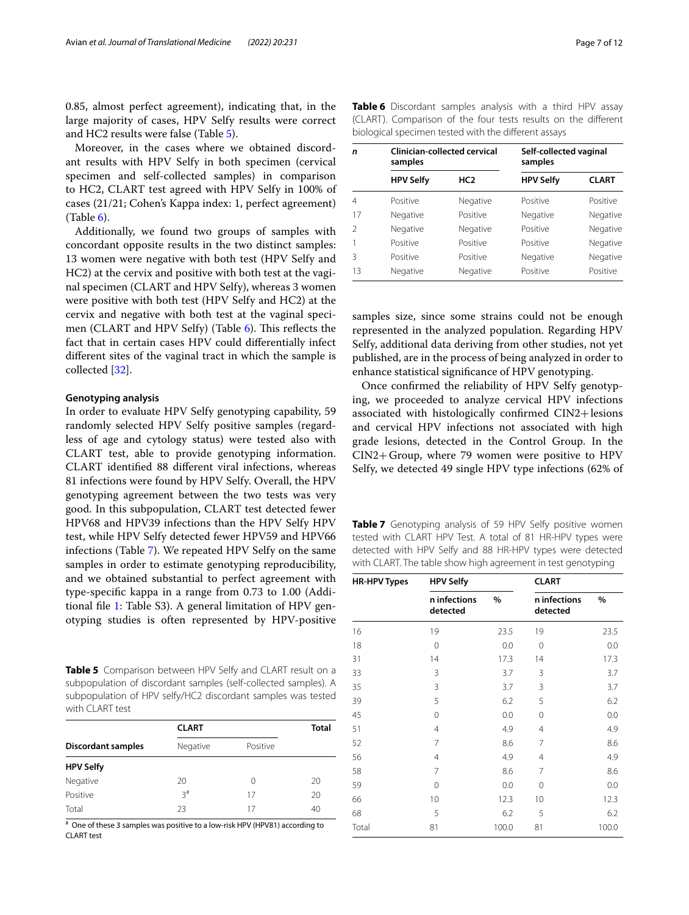0.85, almost perfect agreement), indicating that, in the large majority of cases, HPV Selfy results were correct and HC2 results were false (Table 5).

Moreover, in the cases where we obtained discordant results with HPV Selfy in both specimen (cervical specimen and self-collected samples) in comparison to HC2, CLART test agreed with HPV Selfy in 100% of cases (21/21; Cohen's Kappa index: 1, perfect agreement) (Table 6).

Additionally, we found two groups of samples with concordant opposite results in the two distinct samples: 13 women were negative with both test (HPV Selfy and HC2) at the cervix and positive with both test at the vaginal specimen (CLART and HPV Selfy), whereas 3 women were positive with both test (HPV Selfy and HC2) at the cervix and negative with both test at the vaginal specimen (CLART and HPV Selfy) (Table 6). This reflects the fact that in certain cases HPV could differentially infect different sites of the vaginal tract in which the sample is collected [32].

**Genotyping analysis**

In order to evaluate HPV Selfy genotyping capability, 59 randomly selected HPV Selfy positive samples (regardless of age and cytology status) were tested also with CLART test, able to provide genotyping information. CLART identified 88 different viral infections, whereas 81 infections were found by HPV Selfy. Overall, the HPV genotyping agreement between the two tests was very good. In this subpopulation, CLART test detected fewer HPV68 and HPV39 infections than the HPV Selfy HPV test, while HPV Selfy detected fewer HPV59 and HPV66 infections (Table 7). We repeated HPV Selfy on the same samples in order to estimate genotyping reproducibility, and we obtained substantial to perfect agreement with type-specific kappa in a range from 0.73 to 1.00 (Additional file 1: Table S3). A general limitation of HPV genotyping studies is often represented by HPV-positive samples size, since some strains could not be enough represented in the analyzed population. Regarding HPV Selfy, additional data deriving from other studies, not yet published, are in the process of being analyzed in order to enhance statistical significance of HPV genotyping.

Once confirmed the reliability of HPV Selfy genotyping, we proceeded to analyze cervical HPV infections associated with histologically confirmed CIN2+ lesions and cervical HPV infections not associated with high grade lesions, detected in the Control Group. In the CIN2+ Group, where 79 women were positive to HPV Selfy, we detected 49 single HPV type infections (62% of

**Table 5** Comparison between HPV Selfy and CLART result on a subpopulation of discordant samples (self-collected samples). A subpopulation of HPV selfy/HC2 discordant samples was tested with CLART test

| Discordant samples | CLART | | Total |
|---|---|---|---|
| | Negative | Positive | |
| **HPV Selfy** | | | |
| Negative | 20 | 0 | 20 |
| Positive | 3[#] | 17 | 20 |
| Total | 23 | 17 | 40 |

[#] One of these 3 samples was positive to a low-risk HPV (HPV81) according to CLART test

**Table 6** Discordant samples analysis with a third HPV assay (CLART). Comparison of the four tests results on the different biological specimen tested with the different assays

| n | Clinician-collected cervical samples | | Self-collected vaginal samples | |
|---|---|---|---|---|
| | HPV Selfy | HC2 | HPV Selfy | CLART |
| 4 | Positive | Negative | Positive | Positive |
| 17 | Negative | Positive | Negative | Negative |
| 2 | Negative | Negative | Positive | Negative |
| 1 | Positive | Positive | Positive | Negative |
| 3 | Positive | Positive | Negative | Negative |
| 13 | Negative | Negative | Positive | Positive |

**Table 7** Genotyping analysis of 59 HPV Selfy positive women tested with CLART HPV Test. A total of 81 HR-HPV types were detected with HPV Selfy and 88 HR-HPV types were detected with CLART. The table show high agreement in test genotyping

| HR-HPV Types | HPV Selfy | | CLART | |
|---|---|---|---|---|
| | n infections detected | % | n infections detected | % |
| 16 | 19 | 23.5 | 19 | 23.5 |
| 18 | 0 | 0.0 | 0 | 0.0 |
| 31 | 14 | 17.3 | 14 | 17.3 |
| 33 | 3 | 3.7 | 3 | 3.7 |
| 35 | 3 | 3.7 | 3 | 3.7 |
| 39 | 5 | 6.2 | 5 | 6.2 |
| 45 | 0 | 0.0 | 0 | 0.0 |
| 51 | 4 | 4.9 | 4 | 4.9 |
| 52 | 7 | 8.6 | 7 | 8.6 |
| 56 | 4 | 4.9 | 4 | 4.9 |
| 58 | 7 | 8.6 | 7 | 8.6 |
| 59 | 0 | 0.0 | 0 | 0.0 |
| 66 | 10 | 12.3 | 10 | 12.3 |
| 68 | 5 | 6.2 | 5 | 6.2 |
| Total | 81 | 100.0 | 81 | 100.0 |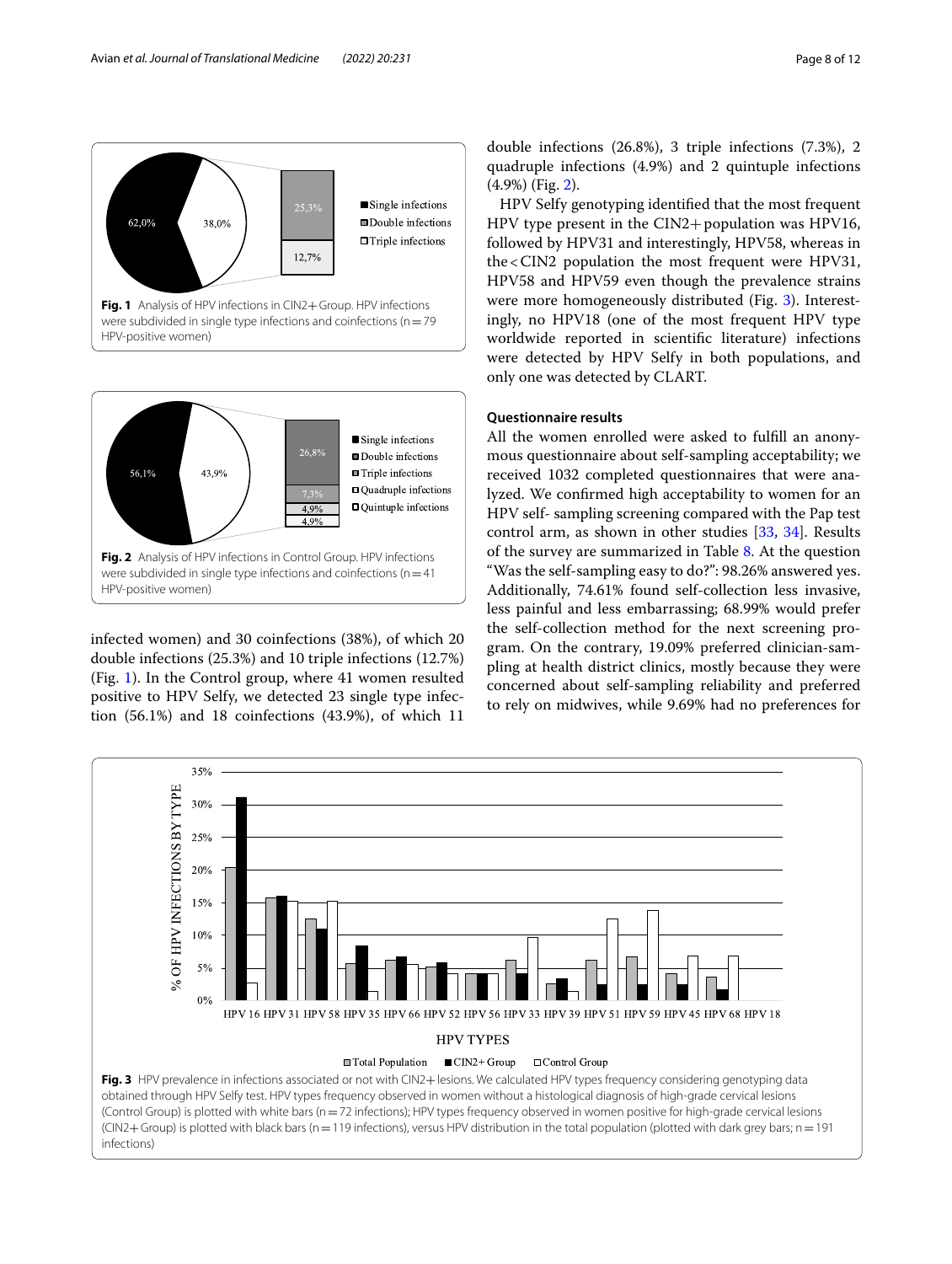Fig. 1 Analysis of HPV infections in CIN2+ Group. HPV infections were subdivided in single type infections and coinfections (n = 79 HPV-positive women)

Fig. 2 Analysis of HPV infections in Control Group. HPV infections were subdivided in single type infections and coinfections (n = 41 HPV-positive women)

infected women) and 30 coinfections (38%), of which 20 double infections (25.3%) and 10 triple infections (12.7%) (Fig. 1). In the Control group, where 41 women resulted positive to HPV Selfy, we detected 23 single type infection (56.1%) and 18 coinfections (43.9%), of which 11 double infections (26.8%), 3 triple infections (7.3%), 2 quadruple infections (4.9%) and 2 quintuple infections (4.9%) (Fig. 2).

HPV Selfy genotyping identified that the most frequent HPV type present in the CIN2+ population was HPV16, followed by HPV31 and interestingly, HPV58, whereas in the < CIN2 population the most frequent were HPV31, HPV58 and HPV59 even though the prevalence strains were more homogeneously distributed (Fig. 3). Interestingly, no HPV18 (one of the most frequent HPV type worldwide reported in scientific literature) infections were detected by HPV Selfy in both populations, and only one was detected by CLART.

### Questionnaire results

All the women enrolled were asked to fulfill an anonymous questionnaire about self-sampling acceptability; we received 1032 completed questionnaires that were analyzed. We confirmed high acceptability to women for an HPV self- sampling screening compared with the Pap test control arm, as shown in other studies [33, 34]. Results of the survey are summarized in Table 8. At the question "Was the self-sampling easy to do?": 98.26% answered yes. Additionally, 74.61% found self-collection less invasive, less painful and less embarrassing; 68.99% would prefer the self-collection method for the next screening program. On the contrary, 19.09% preferred clinician-sampling at health district clinics, mostly because they were concerned about self-sampling reliability and preferred to rely on midwives, while 9.69% had no preferences for

Fig. 3 HPV prevalence in infections associated or not with CIN2+ lesions. We calculated HPV types frequency considering genotyping data obtained through HPV Selfy test. HPV types frequency observed in women without a histological diagnosis of high-grade cervical lesions (Control Group) is plotted with white bars (n = 72 infections); HPV types frequency observed in women positive for high-grade cervical lesions (CIN2+ Group) is plotted with black bars (n = 119 infections), versus HPV distribution in the total population (plotted with dark grey bars; n = 191 infections)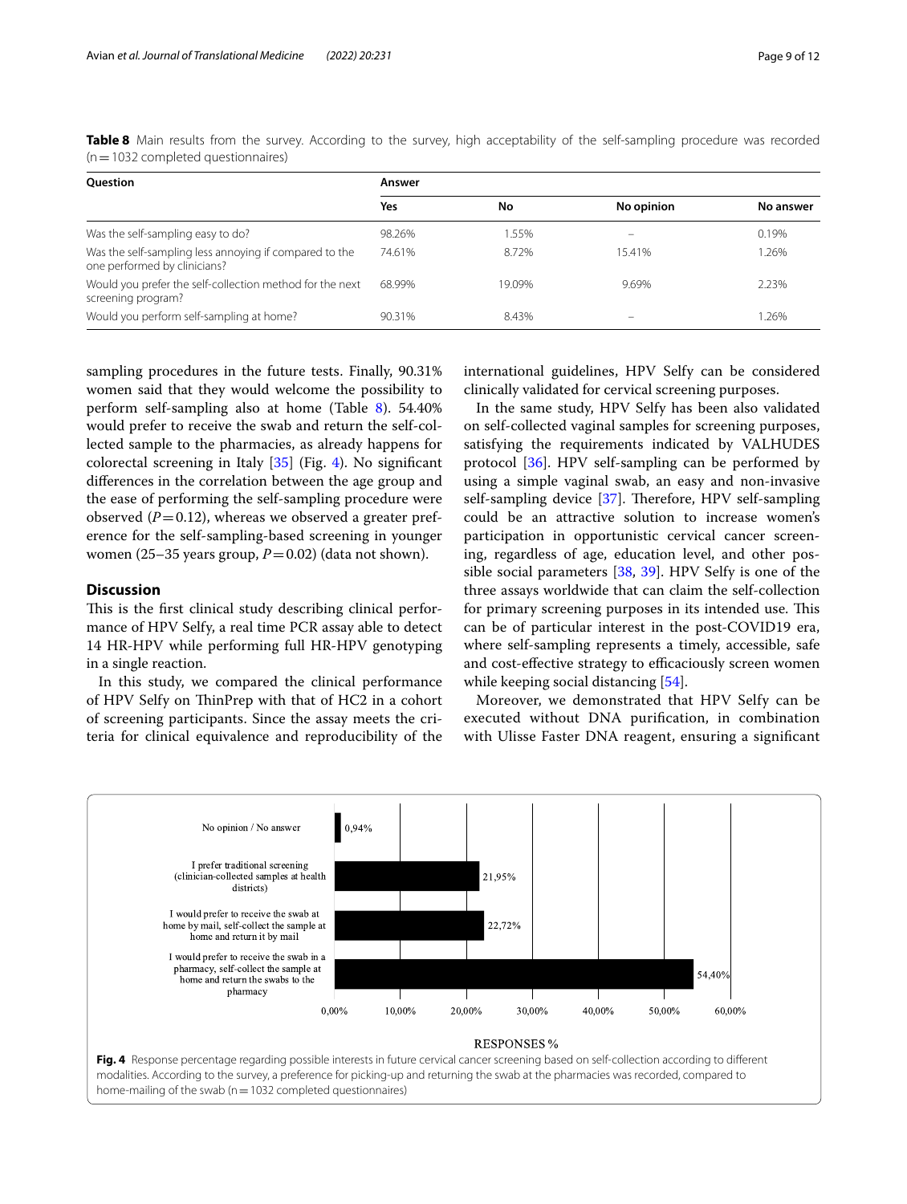**Table 8** Main results from the survey. According to the survey, high acceptability of the self-sampling procedure was recorded (n = 1032 completed questionnaires)

| Question | Answer | | | |
|---|---|---|---|---|
| | Yes | No | No opinion | No answer |
| Was the self-sampling easy to do? | 98.26% | 1.55% | – | 0.19% |
| Was the self-sampling less annoying if compared to the one performed by clinicians? | 74.61% | 8.72% | 15.41% | 1.26% |
| Would you prefer the self-collection method for the next screening program? | 68.99% | 19.09% | 9.69% | 2.23% |
| Would you perform self-sampling at home? | 90.31% | 8.43% | – | 1.26% |

sampling procedures in the future tests. Finally, 90.31% women said that they would welcome the possibility to perform self-sampling also at home (Table 8). 54.40% would prefer to receive the swab and return the self-collected sample to the pharmacies, as already happens for colorectal screening in Italy [35] (Fig. 4). No significant differences in the correlation between the age group and the ease of performing the self-sampling procedure were observed ($P = 0.12$), whereas we observed a greater preference for the self-sampling-based screening in younger women (25–35 years group, $P = 0.02$) (data not shown).

## Discussion

This is the first clinical study describing clinical performance of HPV Selfy, a real time PCR assay able to detect 14 HR-HPV while performing full HR-HPV genotyping in a single reaction.

In this study, we compared the clinical performance of HPV Selfy on ThinPrep with that of HC2 in a cohort of screening participants. Since the assay meets the criteria for clinical equivalence and reproducibility of the international guidelines, HPV Selfy can be considered clinically validated for cervical screening purposes.

In the same study, HPV Selfy has been also validated on self-collected vaginal samples for screening purposes, satisfying the requirements indicated by VALHUDES protocol [36]. HPV self-sampling can be performed by using a simple vaginal swab, an easy and non-invasive self-sampling device [37]. Therefore, HPV self-sampling could be an attractive solution to increase women's participation in opportunistic cervical cancer screening, regardless of age, education level, and other possible social parameters [38, 39]. HPV Selfy is one of the three assays worldwide that can claim the self-collection for primary screening purposes in its intended use. This can be of particular interest in the post-COVID19 era, where self-sampling represents a timely, accessible, safe and cost-effective strategy to efficaciously screen women while keeping social distancing [54].

Moreover, we demonstrated that HPV Selfy can be executed without DNA purification, in combination with Ulisse Faster DNA reagent, ensuring a significant

**Fig. 4** Response percentage regarding possible interests in future cervical cancer screening based on self-collection according to different modalities. According to the survey, a preference for picking-up and returning the swab at the pharmacies was recorded, compared to home-mailing of the swab (n = 1032 completed questionnaires)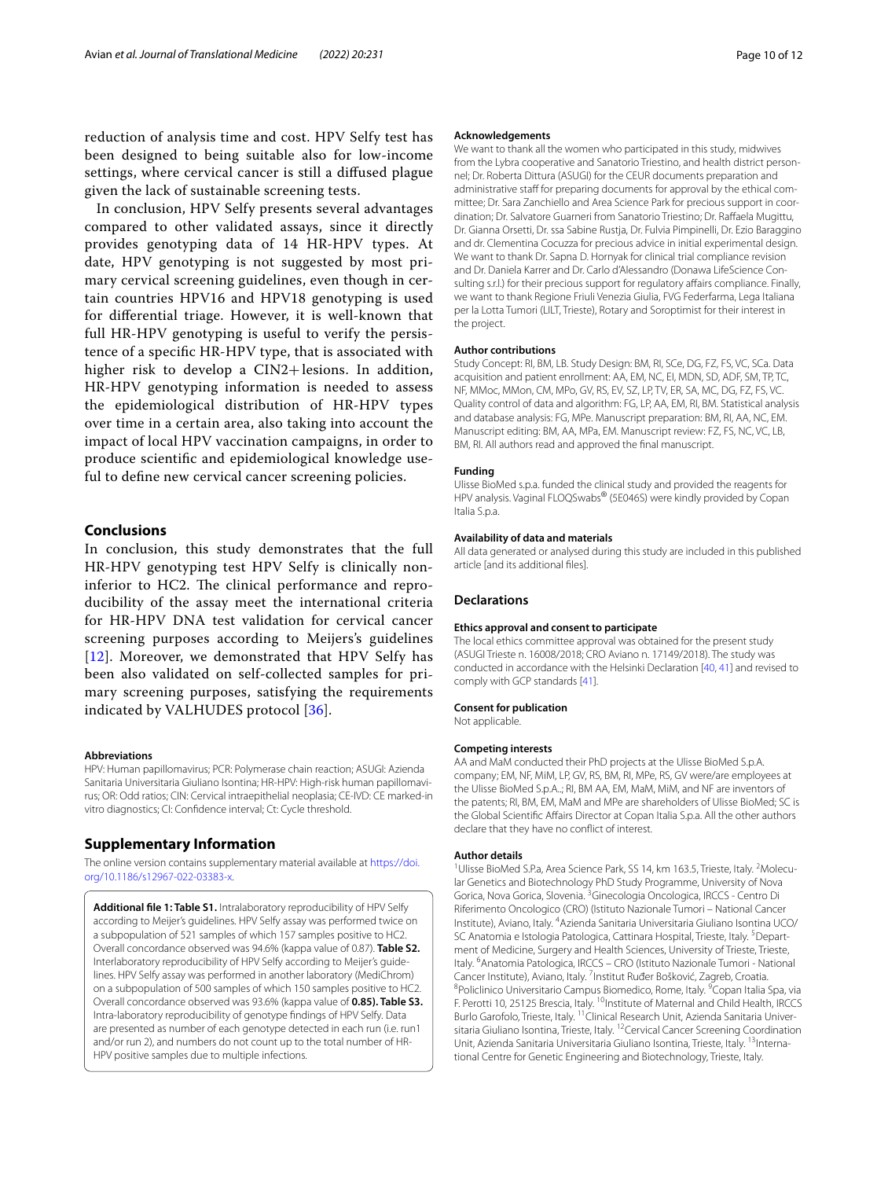reduction of analysis time and cost. HPV Selfy test has been designed to being suitable also for low-income settings, where cervical cancer is still a diffused plague given the lack of sustainable screening tests.

In conclusion, HPV Selfy presents several advantages compared to other validated assays, since it directly provides genotyping data of 14 HR-HPV types. At date, HPV genotyping is not suggested by most primary cervical screening guidelines, even though in certain countries HPV16 and HPV18 genotyping is used for differential triage. However, it is well-known that full HR-HPV genotyping is useful to verify the persistence of a specific HR-HPV type, that is associated with higher risk to develop a CIN2+ lesions. In addition, HR-HPV genotyping information is needed to assess the epidemiological distribution of HR-HPV types over time in a certain area, also taking into account the impact of local HPV vaccination campaigns, in order to produce scientific and epidemiological knowledge useful to define new cervical cancer screening policies.

## Conclusions

In conclusion, this study demonstrates that the full HR-HPV genotyping test HPV Selfy is clinically non-inferior to HC2. The clinical performance and reproducibility of the assay meet the international criteria for HR-HPV DNA test validation for cervical cancer screening purposes according to Meijers's guidelines [12]. Moreover, we demonstrated that HPV Selfy has been also validated on self-collected samples for primary screening purposes, satisfying the requirements indicated by VALHUDES protocol [36].

#### Abbreviations

HPV: Human papillomavirus; PCR: Polymerase chain reaction; ASUGI: Azienda Sanitaria Universitaria Giuliano Isontina; HR-HPV: High-risk human papillomavirus; OR: Odd ratios; CIN: Cervical intraepithelial neoplasia; CE-IVD: CE marked-in vitro diagnostics; CI: Confidence interval; Ct: Cycle threshold.

## Supplementary Information

The online version contains supplementary material available at https://doi.org/10.1186/s12967-022-03383-x.

**Additional file 1: Table S1.** Intralaboratory reproducibility of HPV Selfy according to Meijer's guidelines. HPV Selfy assay was performed twice on a subpopulation of 521 samples of which 157 samples positive to HC2. Overall concordance observed was 94.6% (kappa value of 0.87). **Table S2.** Interlaboratory reproducibility of HPV Selfy according to Meijer's guidelines. HPV Selfy assay was performed in another laboratory (MediChrom) on a subpopulation of 500 samples of which 150 samples positive to HC2. Overall concordance observed was 93.6% (kappa value of **0.85). Table S3.** Intra-laboratory reproducibility of genotype findings of HPV Selfy. Data are presented as number of each genotype detected in each run (i.e. run1 and/or run 2), and numbers do not count up to the total number of HR-HPV positive samples due to multiple infections.

#### Acknowledgements

We want to thank all the women who participated in this study, midwives from the Lybra cooperative and Sanatorio Triestino, and health district personnel; Dr. Roberta Dittura (ASUGI) for the CEUR documents preparation and administrative staff for preparing documents for approval by the ethical committee; Dr. Sara Zanchiello and Area Science Park for precious support in coordination; Dr. Salvatore Guarneri from Sanatorio Triestino; Dr. Raffaela Mugittu, Dr. Gianna Orsetti, Dr. ssa Sabine Rustja, Dr. Fulvia Pimpinelli, Dr. Ezio Baraggino and dr. Clementina Cocuzza for precious advice in initial experimental design. We want to thank Dr. Sapna D. Hornyak for clinical trial compliance revision and Dr. Daniela Karrer and Dr. Carlo d'Alessandro (Donawa LifeScience Consulting s.r.l.) for their precious support for regulatory affairs compliance. Finally, we want to thank Regione Friuli Venezia Giulia, FVG Federfarma, Lega Italiana per la Lotta Tumori (LILT, Trieste), Rotary and Soroptimist for their interest in the project.

#### Author contributions

Study Concept: RI, BM, LB. Study Design: BM, RI, SCe, DG, FZ, FS, VC, SCa. Data acquisition and patient enrollment: AA, EM, NC, EI, MDN, SD, ADF, SM, TP, TC, NF, MMoc, MMon, CM, MPo, GV, RS, EV, SZ, LP, TV, ER, SA, MC, DG, FZ, FS, VC. Quality control of data and algorithm: FG, LP, AA, EM, RI, BM. Statistical analysis and database analysis: FG, MPe. Manuscript preparation: BM, RI, AA, NC, EM. Manuscript editing: BM, AA, MPa, EM. Manuscript review: FZ, FS, NC, VC, LB, BM, RI. All authors read and approved the final manuscript.

#### Funding

Ulisse BioMed s.p.a. funded the clinical study and provided the reagents for HPV analysis. Vaginal FLOQSwabs® (5E046S) were kindly provided by Copan Italia S.p.a.

#### Availability of data and materials

All data generated or analysed during this study are included in this published article [and its additional files].

## Declarations

#### Ethics approval and consent to participate

The local ethics committee approval was obtained for the present study (ASUGI Trieste n. 16008/2018; CRO Aviano n. 17149/2018). The study was conducted in accordance with the Helsinki Declaration [40, 41] and revised to comply with GCP standards [41].

#### Consent for publication

Not applicable.

#### Competing interests

AA and MaM conducted their PhD projects at the Ulisse BioMed S.p.A. company; EM, NF, MiM, LP, GV, RS, BM, RI, MPe, RS, GV were/are employees at the Ulisse BioMed S.p.A..; RI, BM AA, EM, MaM, MiM, and NF are inventors of the patents; RI, BM, EM, MaM and MPe are shareholders of Ulisse BioMed; SC is the Global Scientific Affairs Director at Copan Italia S.p.a. All the other authors declare that they have no conflict of interest.

#### Author details

[1] Ulisse BioMed S.Pa, Area Science Park, SS 14, km 163.5, Trieste, Italy. [2] Molecular Genetics and Biotechnology PhD Study Programme, University of Nova Gorica, Nova Gorica, Slovenia. [3] Ginecologia Oncologica, IRCCS - Centro Di Riferimento Oncologico (CRO) (Istituto Nazionale Tumori – National Cancer Institute), Aviano, Italy. [4] Azienda Sanitaria Universitaria Giuliano Isontina UCO/SC Anatomia e Istologia Patologica, Cattinara Hospital, Trieste, Italy. [5] Department of Medicine, Surgery and Health Sciences, University of Trieste, Trieste, Italy. [6] Anatomia Patologica, IRCCS – CRO (Istituto Nazionale Tumori - National Cancer Institute), Aviano, Italy. [7] Institut Ruđer Bošković, Zagreb, Croatia. [8] Policlinico Universitario Campus Biomedico, Rome, Italy. [9] Copan Italia Spa, via F. Perotti 10, 25125 Brescia, Italy. [10] Institute of Maternal and Child Health, IRCCS Burlo Garofolo, Trieste, Italy. [11] Clinical Research Unit, Azienda Sanitaria Universitaria Giuliano Isontina, Trieste, Italy. [12] Cervical Cancer Screening Coordination Unit, Azienda Sanitaria Universitaria Giuliano Isontina, Trieste, Italy. [13] International Centre for Genetic Engineering and Biotechnology, Trieste, Italy.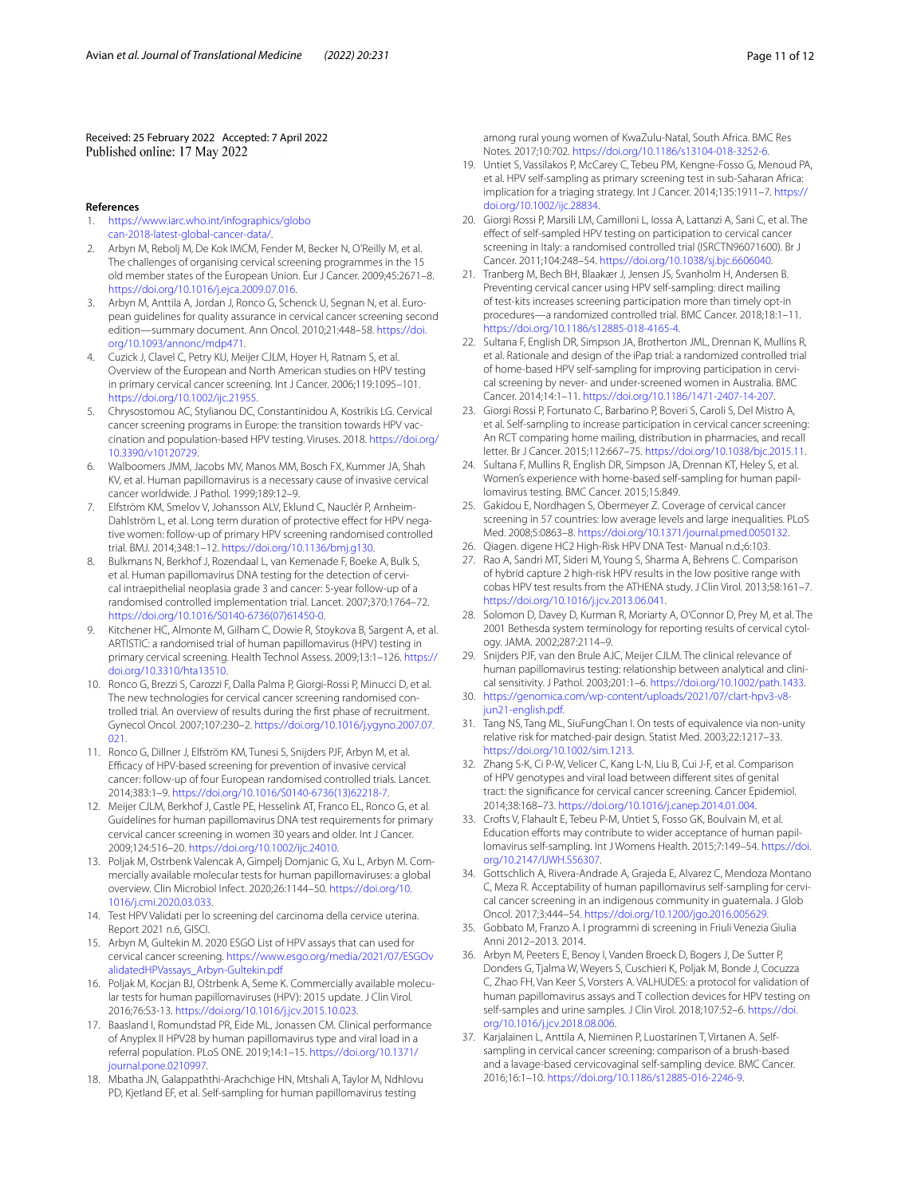Received: 25 February 2022 Accepted: 7 April 2022
Published online: 17 May 2022

## References

1. https://www.iarc.who.int/infographics/globocan-2018-latest-global-cancer-data/.
2. Arbyn M, Rebolj M, De Kok IMCM, Fender M, Becker N, O'Reilly M, et al. The challenges of organising cervical screening programmes in the 15 old member states of the European Union. Eur J Cancer. 2009;45:2671–8. https://doi.org/10.1016/j.ejca.2009.07.016.
3. Arbyn M, Anttila A, Jordan J, Ronco G, Schenck U, Segnan N, et al. European guidelines for quality assurance in cervical cancer screening second edition—summary document. Ann Oncol. 2010;21:448–58. https://doi.org/10.1093/annonc/mdp471.
4. Cuzick J, Clavel C, Petry KU, Meijer CJLM, Hoyer H, Ratnam S, et al. Overview of the European and North American studies on HPV testing in primary cervical cancer screening. Int J Cancer. 2006;119:1095–101. https://doi.org/10.1002/ijc.21955.
5. Chrysostomou AC, Stylianou DC, Constantinidou A, Kostrikis LG. Cervical cancer screening programs in Europe: the transition towards HPV vaccination and population-based HPV testing. Viruses. 2018. https://doi.org/10.3390/v10120729.
6. Walboomers JMM, Jacobs MV, Manos MM, Bosch FX, Kummer JA, Shah KV, et al. Human papillomavirus is a necessary cause of invasive cervical cancer worldwide. J Pathol. 1999;189:12–9.
7. Elfström KM, Smelov V, Johansson ALV, Eklund C, Nauclér P, Arnheim-Dahlström L, et al. Long term duration of protective effect for HPV negative women: follow-up of primary HPV screening randomised controlled trial. BMJ. 2014;348:1–12. https://doi.org/10.1136/bmj.g130.
8. Bulkmans N, Berkhof J, Rozendaal L, van Kemenade F, Boeke A, Bulk S, et al. Human papillomavirus DNA testing for the detection of cervical intraepithelial neoplasia grade 3 and cancer: 5-year follow-up of a randomised controlled implementation trial. Lancet. 2007;370:1764–72. https://doi.org/10.1016/S0140-6736(07)61450-0.
9. Kitchener HC, Almonte M, Gilham C, Dowie R, Stoykova B, Sargent A, et al. ARTISTIC: a randomised trial of human papillomavirus (HPV) testing in primary cervical screening. Health Technol Assess. 2009;13:1–126. https://doi.org/10.3310/hta13510.
10. Ronco G, Brezzi S, Carozzi F, Dalla Palma P, Giorgi-Rossi P, Minucci D, et al. The new technologies for cervical cancer screening randomised controlled trial. An overview of results during the first phase of recruitment. Gynecol Oncol. 2007;107:230–2. https://doi.org/10.1016/j.ygyno.2007.07.021.
11. Ronco G, Dillner J, Elfström KM, Tunesi S, Snijders PJF, Arbyn M, et al. Efficacy of HPV-based screening for prevention of invasive cervical cancer: follow-up of four European randomised controlled trials. Lancet. 2014;383:1–9. https://doi.org/10.1016/S0140-6736(13)62218-7.
12. Meijer CJLM, Berkhof J, Castle PE, Hesselink AT, Franco EL, Ronco G, et al. Guidelines for human papillomavirus DNA test requirements for primary cervical cancer screening in women 30 years and older. Int J Cancer. 2009;124:516–20. https://doi.org/10.1002/ijc.24010.
13. Poljak M, Ostrbenk Valencak A, Gimpelj Domjanic G, Xu L, Arbyn M. Commercially available molecular tests for human papillomaviruses: a global overview. Clin Microbiol Infect. 2020;26:1144–50. https://doi.org/10.1016/j.cmi.2020.03.033.
14. Test HPV Validati per lo screening del carcinoma della cervice uterina. Report 2021 n.6, GISCI.
15. Arbyn M, Gultekin M. 2020 ESGO List of HPV assays that can used for cervical cancer screening. https://www.esgo.org/media/2021/07/ESGOvalidatedHPVassays_Arbyn-Gultekin.pdf
16. Poljak M, Kocjan BJ, Oštrbenk A, Seme K. Commercially available molecular tests for human papillomaviruses (HPV): 2015 update. J Clin Virol. 2016;76:S3-13. https://doi.org/10.1016/j.jcv.2015.10.023.
17. Baasland I, Romundstad PR, Eide ML, Jonassen CM. Clinical performance of Anyplex II HPV28 by human papillomavirus type and viral load in a referral population. PLoS ONE. 2019;14:1–15. https://doi.org/10.1371/journal.pone.0210997.
18. Mbatha JN, Galappaththi-Arachchige HN, Mtshali A, Taylor M, Ndhlovu PD, Kjetland EF, et al. Self-sampling for human papillomavirus testing among rural young women of KwaZulu-Natal, South Africa. BMC Res Notes. 2017;10:702. https://doi.org/10.1186/s13104-018-3252-6.
19. Untiet S, Vassilakos P, McCarey C, Tebeu PM, Kengne-Fosso G, Menoud PA, et al. HPV self-sampling as primary screening test in sub-Saharan Africa: implication for a triaging strategy. Int J Cancer. 2014;135:1911–7. https://doi.org/10.1002/ijc.28834.
20. Giorgi Rossi P, Marsili LM, Camilloni L, Iossa A, Lattanzi A, Sani C, et al. The effect of self-sampled HPV testing on participation to cervical cancer screening in Italy: a randomised controlled trial (ISRCTN96071600). Br J Cancer. 2011;104:248–54. https://doi.org/10.1038/sj.bjc.6606040.
21. Tranberg M, Bech BH, Blaakær J, Jensen JS, Svanholm H, Andersen B. Preventing cervical cancer using HPV self-sampling: direct mailing of test-kits increases screening participation more than timely opt-in procedures—a randomized controlled trial. BMC Cancer. 2018;18:1–11. https://doi.org/10.1186/s12885-018-4165-4.
22. Sultana F, English DR, Simpson JA, Brotherton JML, Drennan K, Mullins R, et al. Rationale and design of the iPap trial: a randomized controlled trial of home-based HPV self-sampling for improving participation in cervical screening by never- and under-screened women in Australia. BMC Cancer. 2014;14:1–11. https://doi.org/10.1186/1471-2407-14-207.
23. Giorgi Rossi P, Fortunato C, Barbarino P, Boveri S, Caroli S, Del Mistro A, et al. Self-sampling to increase participation in cervical cancer screening: An RCT comparing home mailing, distribution in pharmacies, and recall letter. Br J Cancer. 2015;112:667–75. https://doi.org/10.1038/bjc.2015.11.
24. Sultana F, Mullins R, English DR, Simpson JA, Drennan KT, Heley S, et al. Women's experience with home-based self-sampling for human papillomavirus testing. BMC Cancer. 2015;15:849.
25. Gakidou E, Nordhagen S, Obermeyer Z. Coverage of cervical cancer screening in 57 countries: low average levels and large inequalities. PLoS Med. 2008;5:0863–8. https://doi.org/10.1371/journal.pmed.0050132.
26. Qiagen. digene HC2 High-Risk HPV DNA Test- Manual n.d.;6:103.
27. Rao A, Sandri MT, Sideri M, Young S, Sharma A, Behrens C. Comparison of hybrid capture 2 high-risk HPV results in the low positive range with cobas HPV test results from the ATHENA study. J Clin Virol. 2013;58:161–7. https://doi.org/10.1016/j.jcv.2013.06.041.
28. Solomon D, Davey D, Kurman R, Moriarty A, O'Connor D, Prey M, et al. The 2001 Bethesda system terminology for reporting results of cervical cytology. JAMA. 2002;287:2114–9.
29. Snijders PJF, van den Brule AJC, Meijer CJLM. The clinical relevance of human papillomavirus testing: relationship between analytical and clinical sensitivity. J Pathol. 2003;201:1–6. https://doi.org/10.1002/path.1433.
30. https://genomica.com/wp-content/uploads/2021/07/clart-hpv3-v8-jun21-english.pdf.
31. Tang NS, Tang ML, SiuFungChan I. On tests of equivalence via non-unity relative risk for matched-pair design. Statist Med. 2003;22:1217–33. https://doi.org/10.1002/sim.1213.
32. Zhang S-K, Ci P-W, Velicer C, Kang L-N, Liu B, Cui J-F, et al. Comparison of HPV genotypes and viral load between different sites of genital tract: the significance for cervical cancer screening. Cancer Epidemiol. 2014;38:168–73. https://doi.org/10.1016/j.canep.2014.01.004.
33. Crofts V, Flahault E, Tebeu P-M, Untiet S, Fosso GK, Boulvain M, et al. Education efforts may contribute to wider acceptance of human papillomavirus self-sampling. Int J Womens Health. 2015;7:149–54. https://doi.org/10.2147/IJWH.S56307.
34. Gottschlich A, Rivera-Andrade A, Grajeda E, Alvarez C, Mendoza Montano C, Meza R. Acceptability of human papillomavirus self-sampling for cervical cancer screening in an indigenous community in guatemala. J Glob Oncol. 2017;3:444–54. https://doi.org/10.1200/jgo.2016.005629.
35. Gobbato M, Franzo A. I programmi di screening in Friuli Venezia Giulia Anni 2012–2013. 2014.
36. Arbyn M, Peeters E, Benoy I, Vanden Broeck D, Bogers J, De Sutter P, Donders G, Tjalma W, Weyers S, Cuschieri K, Poljak M, Bonde J, Cocuzza C, Zhao FH, Van Keer S, Vorsters A. VALHUDES: a protocol for validation of human papillomavirus assays and T collection devices for HPV testing on self-samples and urine samples. J Clin Virol. 2018;107:52–6. https://doi.org/10.1016/j.jcv.2018.08.006.
37. Karjalainen L, Anttila A, Nieminen P, Luostarinen T, Virtanen A. Self-sampling in cervical cancer screening: comparison of a brush-based and a lavage-based cervicovaginal self-sampling device. BMC Cancer. 2016;16:1–10. https://doi.org/10.1186/s12885-016-2246-9.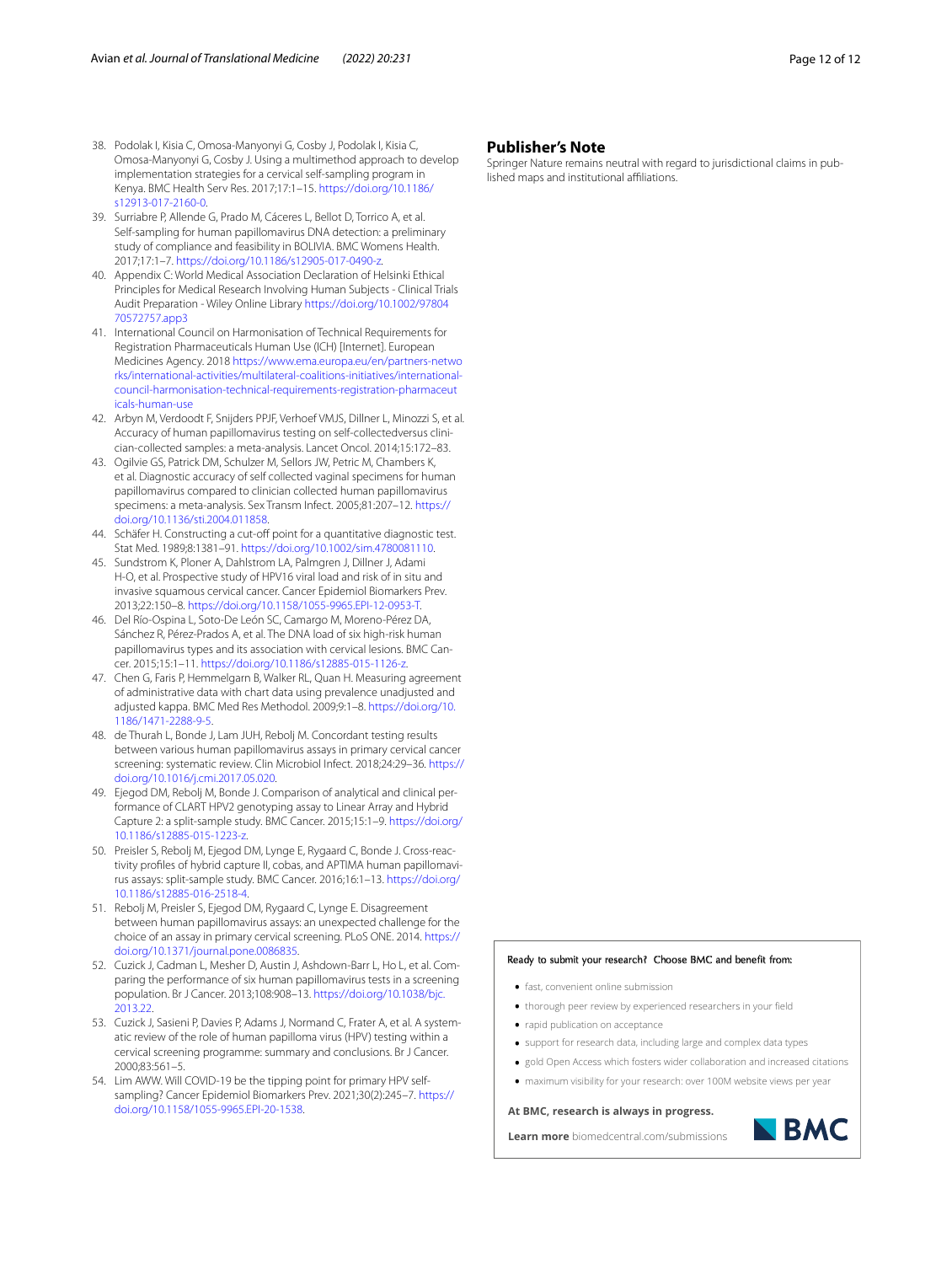38. Podolak I, Kisia C, Omosa-Manyonyi G, Cosby J, Podolak I, Kisia C, Omosa-Manyonyi G, Cosby J. Using a multimethod approach to develop implementation strategies for a cervical self-sampling program in Kenya. BMC Health Serv Res. 2017;17:1–15. https://doi.org/10.1186/s12913-017-2160-0.
39. Surriabre P, Allende G, Prado M, Cáceres L, Bellot D, Torrico A, et al. Self-sampling for human papillomavirus DNA detection: a preliminary study of compliance and feasibility in BOLIVIA. BMC Womens Health. 2017;17:1–7. https://doi.org/10.1186/s12905-017-0490-z.
40. Appendix C: World Medical Association Declaration of Helsinki Ethical Principles for Medical Research Involving Human Subjects - Clinical Trials Audit Preparation - Wiley Online Library https://doi.org/10.1002/9780470572757.app3
41. International Council on Harmonisation of Technical Requirements for Registration Pharmaceuticals Human Use (ICH) [Internet]. European Medicines Agency. 2018 https://www.ema.europa.eu/en/partners-networks/international-activities/multilateral-coalitions-initiatives/international-council-harmonisation-technical-requirements-registration-pharmaceuticals-human-use
42. Arbyn M, Verdoodt F, Snijders PPJF, Verhoef VMJS, Dillner L, Minozzi S, et al. Accuracy of human papillomavirus testing on self-collectedversus clinician-collected samples: a meta-analysis. Lancet Oncol. 2014;15:172–83.
43. Ogilvie GS, Patrick DM, Schulzer M, Sellors JW, Petric M, Chambers K, et al. Diagnostic accuracy of self collected vaginal specimens for human papillomavirus compared to clinician collected human papillomavirus specimens: a meta-analysis. Sex Transm Infect. 2005;81:207–12. https://doi.org/10.1136/sti.2004.011858.
44. Schäfer H. Constructing a cut-off point for a quantitative diagnostic test. Stat Med. 1989;8:1381–91. https://doi.org/10.1002/sim.4780081110.
45. Sundstrom K, Ploner A, Dahlstrom LA, Palmgren J, Dillner J, Adami H-O, et al. Prospective study of HPV16 viral load and risk of in situ and invasive squamous cervical cancer. Cancer Epidemiol Biomarkers Prev. 2013;22:150–8. https://doi.org/10.1158/1055-9965.EPI-12-0953-T.
46. Del Río-Ospina L, Soto-De León SC, Camargo M, Moreno-Pérez DA, Sánchez R, Pérez-Prados A, et al. The DNA load of six high-risk human papillomavirus types and its association with cervical lesions. BMC Cancer. 2015;15:1–11. https://doi.org/10.1186/s12885-015-1126-z.
47. Chen G, Faris P, Hemmelgarn B, Walker RL, Quan H. Measuring agreement of administrative data with chart data using prevalence unadjusted and adjusted kappa. BMC Med Res Methodol. 2009;9:1–8. https://doi.org/10.1186/1471-2288-9-5.
48. de Thurah L, Bonde J, Lam JUH, Rebolj M. Concordant testing results between various human papillomavirus assays in primary cervical cancer screening: systematic review. Clin Microbiol Infect. 2018;24:29–36. https://doi.org/10.1016/j.cmi.2017.05.020.
49. Ejegod DM, Rebolj M, Bonde J. Comparison of analytical and clinical performance of CLART HPV2 genotyping assay to Linear Array and Hybrid Capture 2: a split-sample study. BMC Cancer. 2015;15:1–9. https://doi.org/10.1186/s12885-015-1223-z.
50. Preisler S, Rebolj M, Ejegod DM, Lynge E, Rygaard C, Bonde J. Cross-reactivity profiles of hybrid capture II, cobas, and APTIMA human papillomavirus assays: split-sample study. BMC Cancer. 2016;16:1–13. https://doi.org/10.1186/s12885-016-2518-4.
51. Rebolj M, Preisler S, Ejegod DM, Rygaard C, Lynge E. Disagreement between human papillomavirus assays: an unexpected challenge for the choice of an assay in primary cervical screening. PLoS ONE. 2014. https://doi.org/10.1371/journal.pone.0086835.
52. Cuzick J, Cadman L, Mesher D, Austin J, Ashdown-Barr L, Ho L, et al. Comparing the performance of six human papillomavirus tests in a screening population. Br J Cancer. 2013;108:908–13. https://doi.org/10.1038/bjc.2013.22.
53. Cuzick J, Sasieni P, Davies P, Adams J, Normand C, Frater A, et al. A systematic review of the role of human papilloma virus (HPV) testing within a cervical screening programme: summary and conclusions. Br J Cancer. 2000;83:561–5.
54. Lim AWW. Will COVID-19 be the tipping point for primary HPV self-sampling? Cancer Epidemiol Biomarkers Prev. 2021;30(2):245–7. https://doi.org/10.1158/1055-9965.EPI-20-1538.

## Publisher's Note

Springer Nature remains neutral with regard to jurisdictional claims in published maps and institutional affiliations.

Ready to submit your research? Choose BMC and benefit from:

- fast, convenient online submission
- thorough peer review by experienced researchers in your field
- rapid publication on acceptance
- support for research data, including large and complex data types
- gold Open Access which fosters wider collaboration and increased citations
- maximum visibility for your research: over 100M website views per year

**At BMC, research is always in progress.**

**Learn more** biomedcentral.com/submissions

BMC